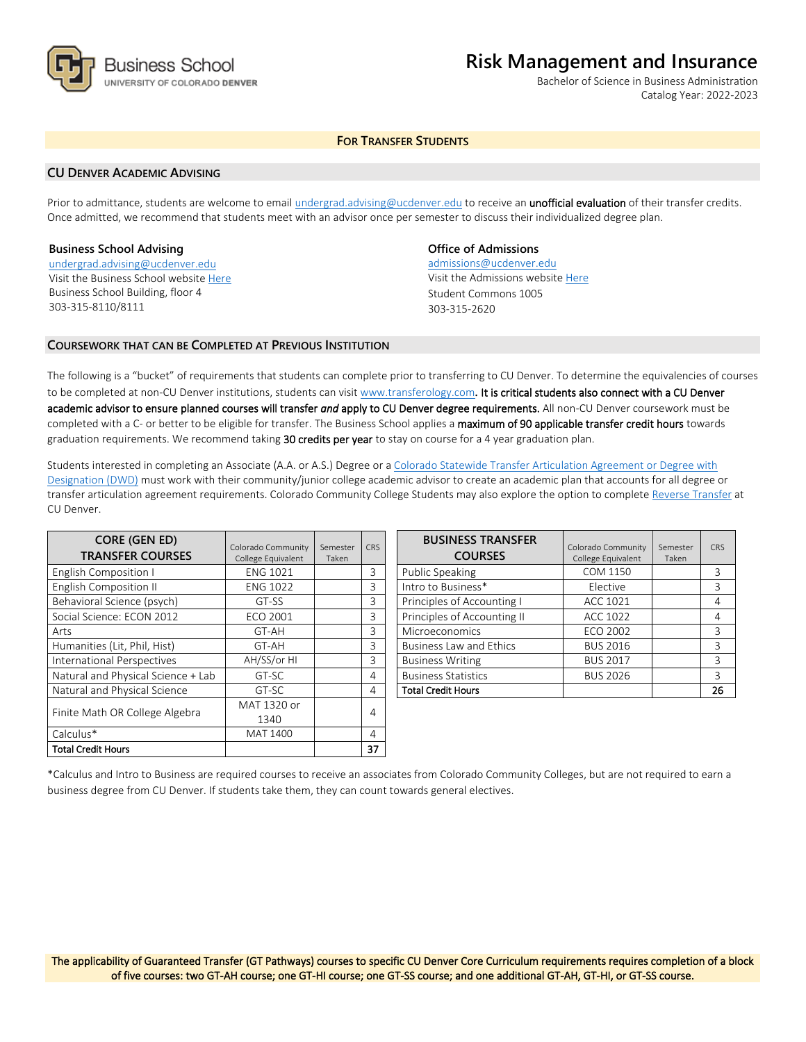Business School
UNIVERSITY OF COLORADO DENVER

# Risk Management and Insurance

Bachelor of Science in Business Administration
Catalog Year: 2022-2023

## FOR TRANSFER STUDENTS

### CU DENVER ACADEMIC ADVISING

Prior to admittance, students are welcome to email undergrad.advising@ucdenver.edu to receive an **unofficial evaluation** of their transfer credits. Once admitted, we recommend that students meet with an advisor once per semester to discuss their individualized degree plan.

**Business School Advising**
undergrad.advising@ucdenver.edu
Visit the Business School website Here
Business School Building, floor 4
303-315-8110/8111

**Office of Admissions**
admissions@ucdenver.edu
Visit the Admissions website Here
Student Commons 1005
303-315-2620

### COURSEWORK THAT CAN BE COMPLETED AT PREVIOUS INSTITUTION

The following is a "bucket" of requirements that students can complete prior to transferring to CU Denver. To determine the equivalencies of courses to be completed at non-CU Denver institutions, students can visit www.transferology.com**. It is critical students also connect with a CU Denver academic advisor to ensure planned courses will transfer *and* apply to CU Denver degree requirements.** All non-CU Denver coursework must be completed with a C- or better to be eligible for transfer. The Business School applies a **maximum of 90 applicable transfer credit hours** towards graduation requirements. We recommend taking **30 credits per year** to stay on course for a 4 year graduation plan.

Students interested in completing an Associate (A.A. or A.S.) Degree or a Colorado Statewide Transfer Articulation Agreement or Degree with Designation (DWD) must work with their community/junior college academic advisor to create an academic plan that accounts for all degree or transfer articulation agreement requirements. Colorado Community College Students may also explore the option to complete Reverse Transfer at CU Denver.

| CORE (GEN ED) TRANSFER COURSES | Colorado Community College Equivalent | Semester Taken | CRS |
|---|---|---|---|
| English Composition I | ENG 1021 | | 3 |
| English Composition II | ENG 1022 | | 3 |
| Behavioral Science (psych) | GT-SS | | 3 |
| Social Science: ECON 2012 | ECO 2001 | | 3 |
| Arts | GT-AH | | 3 |
| Humanities (Lit, Phil, Hist) | GT-AH | | 3 |
| International Perspectives | AH/SS/or HI | | 3 |
| Natural and Physical Science + Lab | GT-SC | | 4 |
| Natural and Physical Science | GT-SC | | 4 |
| Finite Math OR College Algebra | MAT 1320 or 1340 | | 4 |
| Calculus* | MAT 1400 | | 4 |
| **Total Credit Hours** | | | **37** |

| BUSINESS TRANSFER COURSES | Colorado Community College Equivalent | Semester Taken | CRS |
|---|---|---|---|
| Public Speaking | COM 1150 | | 3 |
| Intro to Business* | Elective | | 3 |
| Principles of Accounting I | ACC 1021 | | 4 |
| Principles of Accounting II | ACC 1022 | | 4 |
| Microeconomics | ECO 2002 | | 3 |
| Business Law and Ethics | BUS 2016 | | 3 |
| Business Writing | BUS 2017 | | 3 |
| Business Statistics | BUS 2026 | | 3 |
| **Total Credit Hours** | | | **26** |

*Calculus and Intro to Business are required courses to receive an associates from Colorado Community Colleges, but are not required to earn a business degree from CU Denver. If students take them, they can count towards general electives.

**The applicability of Guaranteed Transfer (GT Pathways) courses to specific CU Denver Core Curriculum requirements requires completion of a block of five courses: two GT-AH course; one GT-HI course; one GT-SS course; and one additional GT-AH, GT-HI, or GT-SS course.**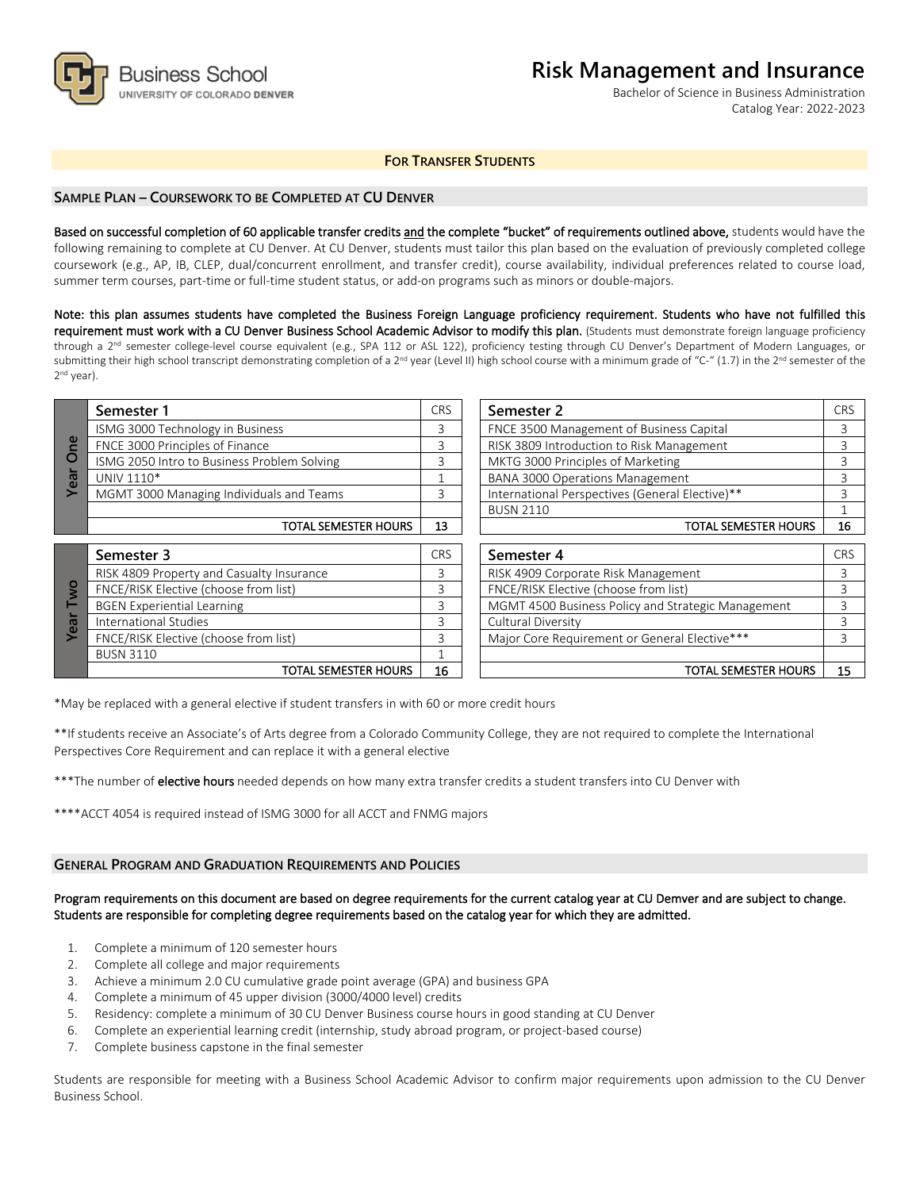# Risk Management and Insurance

Bachelor of Science in Business Administration
Catalog Year: 2022-2023

## For Transfer Students

### Sample Plan – Coursework to be Completed at CU Denver

**Based on successful completion of 60 applicable transfer credits and the complete "bucket" of requirements outlined above,** students would have the following remaining to complete at CU Denver. At CU Denver, students must tailor this plan based on the evaluation of previously completed college coursework (e.g., AP, IB, CLEP, dual/concurrent enrollment, and transfer credit), course availability, individual preferences related to course load, summer term courses, part-time or full-time student status, or add-on programs such as minors or double-majors.

**Note: this plan assumes students have completed the Business Foreign Language proficiency requirement. Students who have not fulfilled this requirement must work with a CU Denver Business School Academic Advisor to modify this plan.** (Students must demonstrate foreign language proficiency through a 2nd semester college-level course equivalent (e.g., SPA 112 or ASL 122), proficiency testing through CU Denver's Department of Modern Languages, or submitting their high school transcript demonstrating completion of a 2nd year (Level II) high school course with a minimum grade of "C-" (1.7) in the 2nd semester of the 2nd year).

**Year One**

| Semester 1 | CRS |
|---|---|
| ISMG 3000 Technology in Business | 3 |
| FNCE 3000 Principles of Finance | 3 |
| ISMG 2050 Intro to Business Problem Solving | 3 |
| UNIV 1110* | 1 |
| MGMT 3000 Managing Individuals and Teams | 3 |
| | |
| TOTAL SEMESTER HOURS | 13 |

| Semester 2 | CRS |
|---|---|
| FNCE 3500 Management of Business Capital | 3 |
| RISK 3809 Introduction to Risk Management | 3 |
| MKTG 3000 Principles of Marketing | 3 |
| BANA 3000 Operations Management | 3 |
| International Perspectives (General Elective)** | 3 |
| BUSN 2110 | 1 |
| TOTAL SEMESTER HOURS | 16 |

**Year Two**

| Semester 3 | CRS |
|---|---|
| RISK 4809 Property and Casualty Insurance | 3 |
| FNCE/RISK Elective (choose from list) | 3 |
| BGEN Experiential Learning | 3 |
| International Studies | 3 |
| FNCE/RISK Elective (choose from list) | 3 |
| BUSN 3110 | 1 |
| TOTAL SEMESTER HOURS | 16 |

| Semester 4 | CRS |
|---|---|
| RISK 4909 Corporate Risk Management | 3 |
| FNCE/RISK Elective (choose from list) | 3 |
| MGMT 4500 Business Policy and Strategic Management | 3 |
| Cultural Diversity | 3 |
| Major Core Requirement or General Elective*** | 3 |
| | |
| TOTAL SEMESTER HOURS | 15 |

*May be replaced with a general elective if student transfers in with 60 or more credit hours

**If students receive an Associate's of Arts degree from a Colorado Community College, they are not required to complete the International Perspectives Core Requirement and can replace it with a general elective

***The number of **elective hours** needed depends on how many extra transfer credits a student transfers into CU Denver with

****ACCT 4054 is required instead of ISMG 3000 for all ACCT and FNMG majors

### General Program and Graduation Requirements and Policies

**Program requirements on this document are based on degree requirements for the current catalog year at CU Demver and are subject to change. Students are responsible for completing degree requirements based on the catalog year for which they are admitted.**

1. Complete a minimum of 120 semester hours
2. Complete all college and major requirements
3. Achieve a minimum 2.0 CU cumulative grade point average (GPA) and business GPA
4. Complete a minimum of 45 upper division (3000/4000 level) credits
5. Residency: complete a minimum of 30 CU Denver Business course hours in good standing at CU Denver
6. Complete an experiential learning credit (internship, study abroad program, or project-based course)
7. Complete business capstone in the final semester

Students are responsible for meeting with a Business School Academic Advisor to confirm major requirements upon admission to the CU Denver Business School.